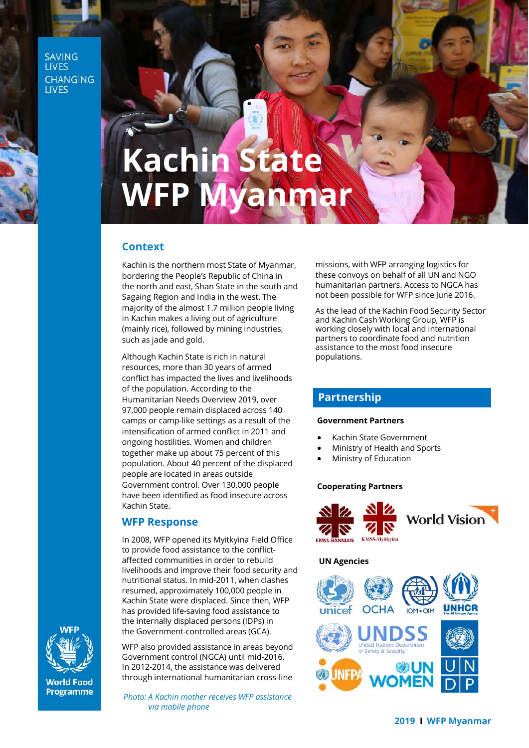SAVING LIVES CHANGING LIVES

# Kachin State WFP Myanmar

## Context

Kachin is the northern most State of Myanmar, bordering the People's Republic of China in the north and east, Shan State in the south and Sagaing Region and India in the west. The majority of the almost 1.7 million people living in Kachin makes a living out of agriculture (mainly rice), followed by mining industries, such as jade and gold.

Although Kachin State is rich in natural resources, more than 30 years of armed conflict has impacted the lives and livelihoods of the population. According to the Humanitarian Needs Overview 2019, over 97,000 people remain displaced across 140 camps or camp-like settings as a result of the intensification of armed conflict in 2011 and ongoing hostilities. Women and children together make up about 75 percent of this population. About 40 percent of the displaced people are located in areas outside Government control. Over 130,000 people have been identified as food insecure across Kachin State.

## WFP Response

In 2008, WFP opened its Myitkyina Field Office to provide food assistance to the conflict-affected communities in order to rebuild livelihoods and improve their food security and nutritional status. In mid-2011, when clashes resumed, approximately 100,000 people in Kachin State were displaced. Since then, WFP has provided life-saving food assistance to the internally displaced persons (IDPs) in the Government-controlled areas (GCA).

WFP also provided assistance in areas beyond Government control (NGCA) until mid-2016. In 2012-2014, the assistance was delivered through international humanitarian cross-line missions, with WFP arranging logistics for these convoys on behalf of all UN and NGO humanitarian partners. Access to NGCA has not been possible for WFP since June 2016.

As the lead of the Kachin Food Security Sector and Kachin Cash Working Group, WFP is working closely with local and international partners to coordinate food and nutrition assistance to the most food insecure populations.

*Photo: A Kachin mother receives WFP assistance via mobile phone*

## Partnership

### Government Partners

- Kachin State Government
- Ministry of Health and Sports
- Ministry of Education

### Cooperating Partners

KMSS-BANMAW, KMSS-Myitkyina, World Vision

### UN Agencies

unicef, OCHA, IOM • OIM, UNHCR, UNDSS United Nations Department of Safety & Security, UNFPA, UN WOMEN, UNDP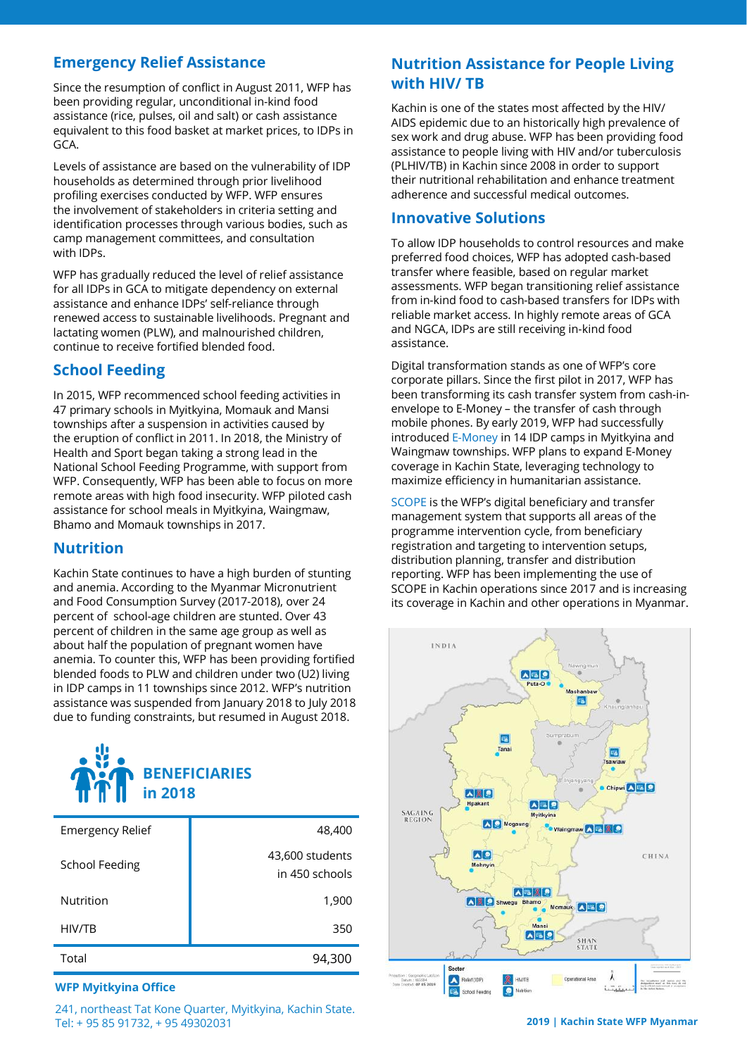## Emergency Relief Assistance

Since the resumption of conflict in August 2011, WFP has been providing regular, unconditional in-kind food assistance (rice, pulses, oil and salt) or cash assistance equivalent to this food basket at market prices, to IDPs in GCA.

Levels of assistance are based on the vulnerability of IDP households as determined through prior livelihood profiling exercises conducted by WFP. WFP ensures the involvement of stakeholders in criteria setting and identification processes through various bodies, such as camp management committees, and consultation with IDPs.

WFP has gradually reduced the level of relief assistance for all IDPs in GCA to mitigate dependency on external assistance and enhance IDPs' self-reliance through renewed access to sustainable livelihoods. Pregnant and lactating women (PLW), and malnourished children, continue to receive fortified blended food.

## School Feeding

In 2015, WFP recommenced school feeding activities in 47 primary schools in Myitkyina, Momauk and Mansi townships after a suspension in activities caused by the eruption of conflict in 2011. In 2018, the Ministry of Health and Sport began taking a strong lead in the National School Feeding Programme, with support from WFP. Consequently, WFP has been able to focus on more remote areas with high food insecurity. WFP piloted cash assistance for school meals in Myitkyina, Waingmaw, Bhamo and Momauk townships in 2017.

## Nutrition

Kachin State continues to have a high burden of stunting and anemia. According to the Myanmar Micronutrient and Food Consumption Survey (2017-2018), over 24 percent of school-age children are stunted. Over 43 percent of children in the same age group as well as about half the population of pregnant women have anemia. To counter this, WFP has been providing fortified blended foods to PLW and children under two (U2) living in IDP camps in 11 townships since 2012. WFP's nutrition assistance was suspended from January 2018 to July 2018 due to funding constraints, but resumed in August 2018.

## BENEFICIARIES in 2018

| | |
|---|---|
| Emergency Relief | 48,400 |
| School Feeding | 43,600 students in 450 schools |
| Nutrition | 1,900 |
| HIV/TB | 350 |
| Total | 94,300 |

**WFP Myitkyina Office**

241, northeast Tat Kone Quarter, Myitkyina, Kachin State.
Tel: + 95 85 91732, + 95 49302031

## Nutrition Assistance for People Living with HIV/ TB

Kachin is one of the states most affected by the HIV/ AIDS epidemic due to an historically high prevalence of sex work and drug abuse. WFP has been providing food assistance to people living with HIV and/or tuberculosis (PLHIV/TB) in Kachin since 2008 in order to support their nutritional rehabilitation and enhance treatment adherence and successful medical outcomes.

## Innovative Solutions

To allow IDP households to control resources and make preferred food choices, WFP has adopted cash-based transfer where feasible, based on regular market assessments. WFP began transitioning relief assistance from in-kind food to cash-based transfers for IDPs with reliable market access. In highly remote areas of GCA and NGCA, IDPs are still receiving in-kind food assistance.

Digital transformation stands as one of WFP's core corporate pillars. Since the first pilot in 2017, WFP has been transforming its cash transfer system from cash-in-envelope to E-Money – the transfer of cash through mobile phones. By early 2019, WFP had successfully introduced E-Money in 14 IDP camps in Myitkyina and Waingmaw townships. WFP plans to expand E-Money coverage in Kachin State, leveraging technology to maximize efficiency in humanitarian assistance.

SCOPE is the WFP's digital beneficiary and transfer management system that supports all areas of the programme intervention cycle, from beneficiary registration and targeting to intervention setups, distribution planning, transfer and distribution reporting. WFP has been implementing the use of SCOPE in Kachin operations since 2017 and is increasing its coverage in Kachin and other operations in Myanmar.

INDIA
Nawngmun
Puta-O
Machanbaw
Khaunglanhpu
Sumprabum
Tanai
Tsawlaw
Injangyang
Chipwi
Hpakant
Myitkyina
SAGAING REGION
Mogaung
Waingmaw
CHINA
Mohnyin
Shwegu
Bhamo
Momauk
Mansi
SHAN STATE
Sector
Relief (IDP)
HIV/TB
Operational Area
School Feeding
Nutrition